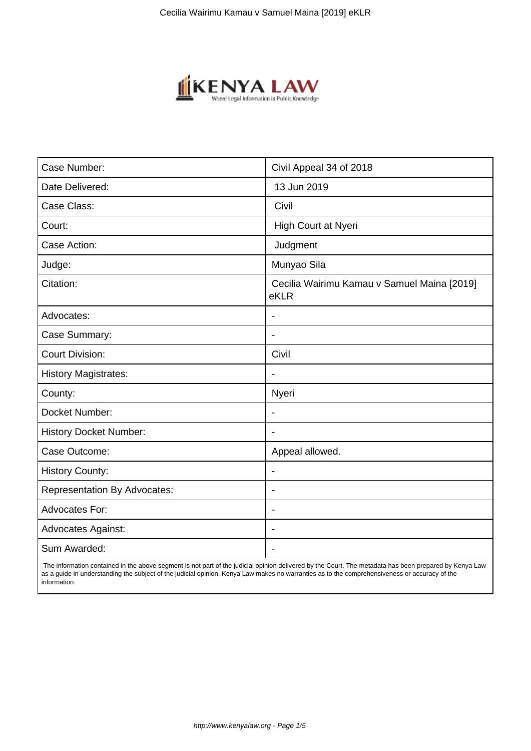| Case Number: | Civil Appeal 34 of 2018 |
|---|---|
| Date Delivered: | 13 Jun 2019 |
| Case Class: | Civil |
| Court: | High Court at Nyeri |
| Case Action: | Judgment |
| Judge: | Munyao Sila |
| Citation: | Cecilia Wairimu Kamau v Samuel Maina [2019] eKLR |
| Advocates: | - |
| Case Summary: | - |
| Court Division: | Civil |
| History Magistrates: | - |
| County: | Nyeri |
| Docket Number: | - |
| History Docket Number: | - |
| Case Outcome: | Appeal allowed. |
| History County: | - |
| Representation By Advocates: | - |
| Advocates For: | - |
| Advocates Against: | - |
| Sum Awarded: | - |

The information contained in the above segment is not part of the judicial opinion delivered by the Court. The metadata has been prepared by Kenya Law as a guide in understanding the subject of the judicial opinion. Kenya Law makes no warranties as to the comprehensiveness or accuracy of the information.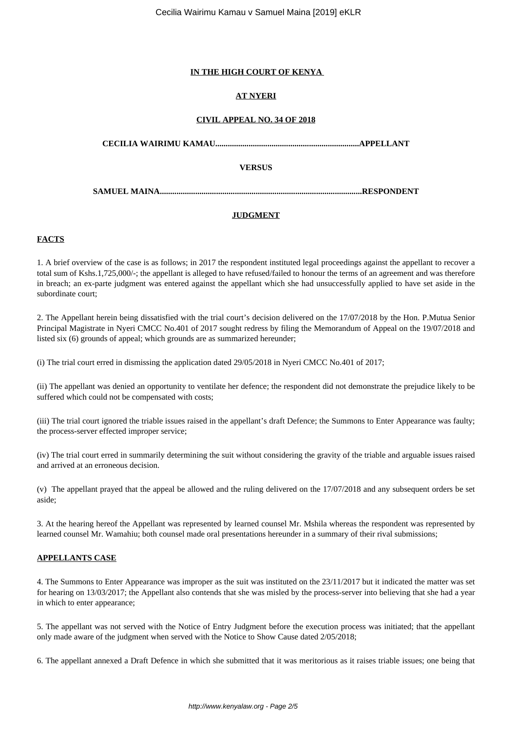**IN THE HIGH COURT OF KENYA**

**AT NYERI**

**CIVIL APPEAL NO. 34 OF 2018**

**CECILIA WAIRIMU KAMAU....................................................................APPELLANT**

**VERSUS**

**SAMUEL MAINA................................................................................................RESPONDENT**

**JUDGMENT**

**FACTS**

1. A brief overview of the case is as follows; in 2017 the respondent instituted legal proceedings against the appellant to recover a total sum of Kshs.1,725,000/-; the appellant is alleged to have refused/failed to honour the terms of an agreement and was therefore in breach; an ex-parte judgment was entered against the appellant which she had unsuccessfully applied to have set aside in the subordinate court;

2. The Appellant herein being dissatisfied with the trial court's decision delivered on the 17/07/2018 by the Hon. P.Mutua Senior Principal Magistrate in Nyeri CMCC No.401 of 2017 sought redress by filing the Memorandum of Appeal on the 19/07/2018 and listed six (6) grounds of appeal; which grounds are as summarized hereunder;

(i) The trial court erred in dismissing the application dated 29/05/2018 in Nyeri CMCC No.401 of 2017;

(ii) The appellant was denied an opportunity to ventilate her defence; the respondent did not demonstrate the prejudice likely to be suffered which could not be compensated with costs;

(iii) The trial court ignored the triable issues raised in the appellant's draft Defence; the Summons to Enter Appearance was faulty; the process-server effected improper service;

(iv) The trial court erred in summarily determining the suit without considering the gravity of the triable and arguable issues raised and arrived at an erroneous decision.

(v) The appellant prayed that the appeal be allowed and the ruling delivered on the 17/07/2018 and any subsequent orders be set aside;

3. At the hearing hereof the Appellant was represented by learned counsel Mr. Mshila whereas the respondent was represented by learned counsel Mr. Wamahiu; both counsel made oral presentations hereunder in a summary of their rival submissions;

**APPELLANTS CASE**

4. The Summons to Enter Appearance was improper as the suit was instituted on the 23/11/2017 but it indicated the matter was set for hearing on 13/03/2017; the Appellant also contends that she was misled by the process-server into believing that she had a year in which to enter appearance;

5. The appellant was not served with the Notice of Entry Judgment before the execution process was initiated; that the appellant only made aware of the judgment when served with the Notice to Show Cause dated 2/05/2018;

6. The appellant annexed a Draft Defence in which she submitted that it was meritorious as it raises triable issues; one being that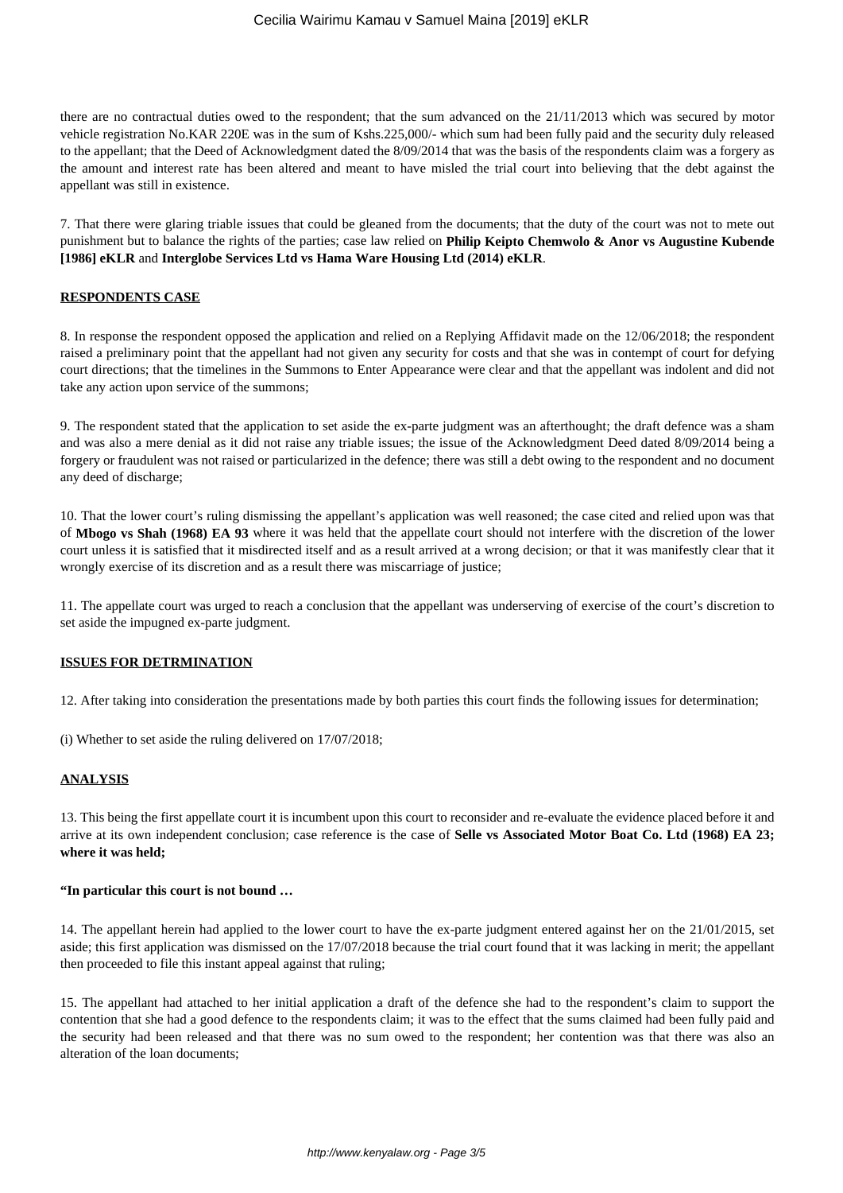there are no contractual duties owed to the respondent; that the sum advanced on the 21/11/2013 which was secured by motor vehicle registration No.KAR 220E was in the sum of Kshs.225,000/- which sum had been fully paid and the security duly released to the appellant; that the Deed of Acknowledgment dated the 8/09/2014 that was the basis of the respondents claim was a forgery as the amount and interest rate has been altered and meant to have misled the trial court into believing that the debt against the appellant was still in existence.

7. That there were glaring triable issues that could be gleaned from the documents; that the duty of the court was not to mete out punishment but to balance the rights of the parties; case law relied on **Philip Keipto Chemwolo & Anor vs Augustine Kubende [1986] eKLR** and **Interglobe Services Ltd vs Hama Ware Housing Ltd (2014) eKLR**.

**RESPONDENTS CASE**

8. In response the respondent opposed the application and relied on a Replying Affidavit made on the 12/06/2018; the respondent raised a preliminary point that the appellant had not given any security for costs and that she was in contempt of court for defying court directions; that the timelines in the Summons to Enter Appearance were clear and that the appellant was indolent and did not take any action upon service of the summons;

9. The respondent stated that the application to set aside the ex-parte judgment was an afterthought; the draft defence was a sham and was also a mere denial as it did not raise any triable issues; the issue of the Acknowledgment Deed dated 8/09/2014 being a forgery or fraudulent was not raised or particularized in the defence; there was still a debt owing to the respondent and no document any deed of discharge;

10. That the lower court's ruling dismissing the appellant's application was well reasoned; the case cited and relied upon was that of **Mbogo vs Shah (1968) EA 93** where it was held that the appellate court should not interfere with the discretion of the lower court unless it is satisfied that it misdirected itself and as a result arrived at a wrong decision; or that it was manifestly clear that it wrongly exercise of its discretion and as a result there was miscarriage of justice;

11. The appellate court was urged to reach a conclusion that the appellant was underserving of exercise of the court's discretion to set aside the impugned ex-parte judgment.

**ISSUES FOR DETRMINATION**

12. After taking into consideration the presentations made by both parties this court finds the following issues for determination;

(i) Whether to set aside the ruling delivered on 17/07/2018;

**ANALYSIS**

13. This being the first appellate court it is incumbent upon this court to reconsider and re-evaluate the evidence placed before it and arrive at its own independent conclusion; case reference is the case of **Selle vs Associated Motor Boat Co. Ltd (1968) EA 23; where it was held;**

**"In particular this court is not bound …**

14. The appellant herein had applied to the lower court to have the ex-parte judgment entered against her on the 21/01/2015, set aside; this first application was dismissed on the 17/07/2018 because the trial court found that it was lacking in merit; the appellant then proceeded to file this instant appeal against that ruling;

15. The appellant had attached to her initial application a draft of the defence she had to the respondent's claim to support the contention that she had a good defence to the respondents claim; it was to the effect that the sums claimed had been fully paid and the security had been released and that there was no sum owed to the respondent; her contention was that there was also an alteration of the loan documents;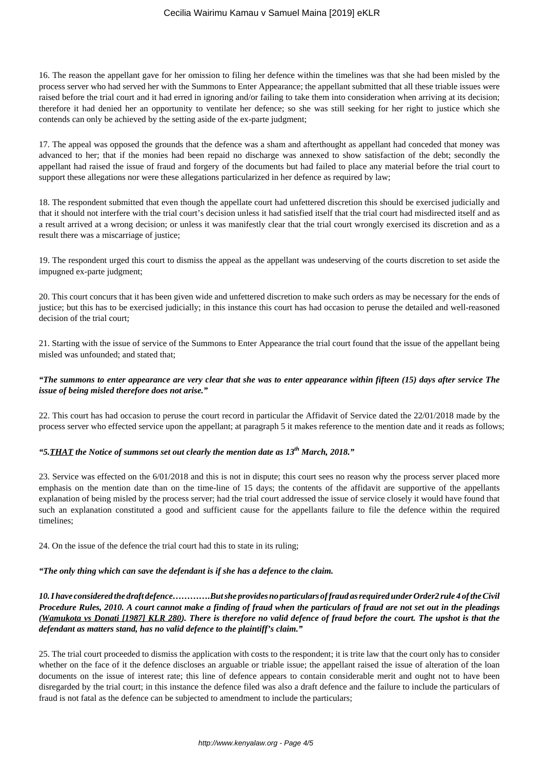16. The reason the appellant gave for her omission to filing her defence within the timelines was that she had been misled by the process server who had served her with the Summons to Enter Appearance; the appellant submitted that all these triable issues were raised before the trial court and it had erred in ignoring and/or failing to take them into consideration when arriving at its decision; therefore it had denied her an opportunity to ventilate her defence; so she was still seeking for her right to justice which she contends can only be achieved by the setting aside of the ex-parte judgment;

17. The appeal was opposed the grounds that the defence was a sham and afterthought as appellant had conceded that money was advanced to her; that if the monies had been repaid no discharge was annexed to show satisfaction of the debt; secondly the appellant had raised the issue of fraud and forgery of the documents but had failed to place any material before the trial court to support these allegations nor were these allegations particularized in her defence as required by law;

18. The respondent submitted that even though the appellate court had unfettered discretion this should be exercised judicially and that it should not interfere with the trial court's decision unless it had satisfied itself that the trial court had misdirected itself and as a result arrived at a wrong decision; or unless it was manifestly clear that the trial court wrongly exercised its discretion and as a result there was a miscarriage of justice;

19. The respondent urged this court to dismiss the appeal as the appellant was undeserving of the courts discretion to set aside the impugned ex-parte judgment;

20. This court concurs that it has been given wide and unfettered discretion to make such orders as may be necessary for the ends of justice; but this has to be exercised judicially; in this instance this court has had occasion to peruse the detailed and well-reasoned decision of the trial court;

21. Starting with the issue of service of the Summons to Enter Appearance the trial court found that the issue of the appellant being misled was unfounded; and stated that;

***"The summons to enter appearance are very clear that she was to enter appearance within fifteen (15) days after service The issue of being misled therefore does not arise."***

22. This court has had occasion to peruse the court record in particular the Affidavit of Service dated the 22/01/2018 made by the process server who effected service upon the appellant; at paragraph 5 it makes reference to the mention date and it reads as follows;

***"5.<u>THAT</u> the Notice of summons set out clearly the mention date as 13th March, 2018."***

23. Service was effected on the 6/01/2018 and this is not in dispute; this court sees no reason why the process server placed more emphasis on the mention date than on the time-line of 15 days; the contents of the affidavit are supportive of the appellants explanation of being misled by the process server; had the trial court addressed the issue of service closely it would have found that such an explanation constituted a good and sufficient cause for the appellants failure to file the defence within the required timelines;

24. On the issue of the defence the trial court had this to state in its ruling;

***"The only thing which can save the defendant is if she has a defence to the claim.***

***10. I have considered the draft defence………….But she provides no particulars of fraud as required under Order2 rule 4 of the Civil Procedure Rules, 2010. A court cannot make a finding of fraud when the particulars of fraud are not set out in the pleadings (<u>Wamukota vs Donati [1987] KLR 280</u>). There is therefore no valid defence of fraud before the court. The upshot is that the defendant as matters stand, has no valid defence to the plaintiff's claim."***

25. The trial court proceeded to dismiss the application with costs to the respondent; it is trite law that the court only has to consider whether on the face of it the defence discloses an arguable or triable issue; the appellant raised the issue of alteration of the loan documents on the issue of interest rate; this line of defence appears to contain considerable merit and ought not to have been disregarded by the trial court; in this instance the defence filed was also a draft defence and the failure to include the particulars of fraud is not fatal as the defence can be subjected to amendment to include the particulars;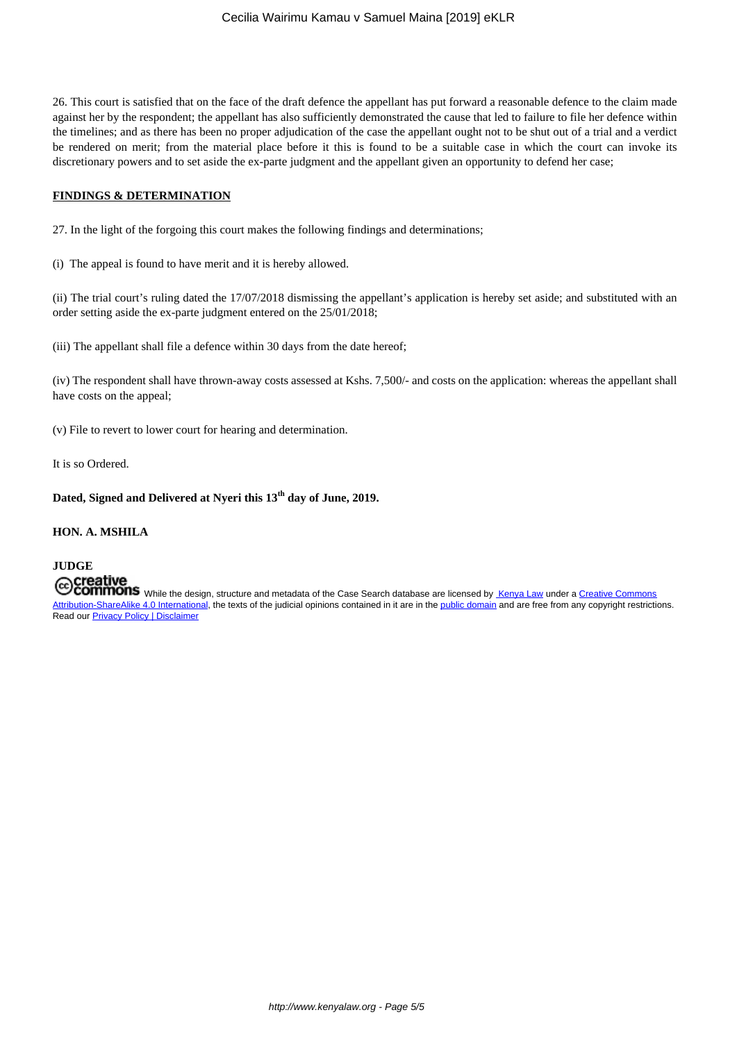26. This court is satisfied that on the face of the draft defence the appellant has put forward a reasonable defence to the claim made against her by the respondent; the appellant has also sufficiently demonstrated the cause that led to failure to file her defence within the timelines; and as there has been no proper adjudication of the case the appellant ought not to be shut out of a trial and a verdict be rendered on merit; from the material place before it this is found to be a suitable case in which the court can invoke its discretionary powers and to set aside the ex-parte judgment and the appellant given an opportunity to defend her case;

**FINDINGS & DETERMINATION**

27. In the light of the forgoing this court makes the following findings and determinations;

(i) The appeal is found to have merit and it is hereby allowed.

(ii) The trial court's ruling dated the 17/07/2018 dismissing the appellant's application is hereby set aside; and substituted with an order setting aside the ex-parte judgment entered on the 25/01/2018;

(iii) The appellant shall file a defence within 30 days from the date hereof;

(iv) The respondent shall have thrown-away costs assessed at Kshs. 7,500/- and costs on the application: whereas the appellant shall have costs on the appeal;

(v) File to revert to lower court for hearing and determination.

It is so Ordered.

**Dated, Signed and Delivered at Nyeri this 13th day of June, 2019.**

**HON. A. MSHILA**

**JUDGE**

While the design, structure and metadata of the Case Search database are licensed by Kenya Law under a Creative Commons Attribution-ShareAlike 4.0 International, the texts of the judicial opinions contained in it are in the public domain and are free from any copyright restrictions. Read our Privacy Policy | Disclaimer